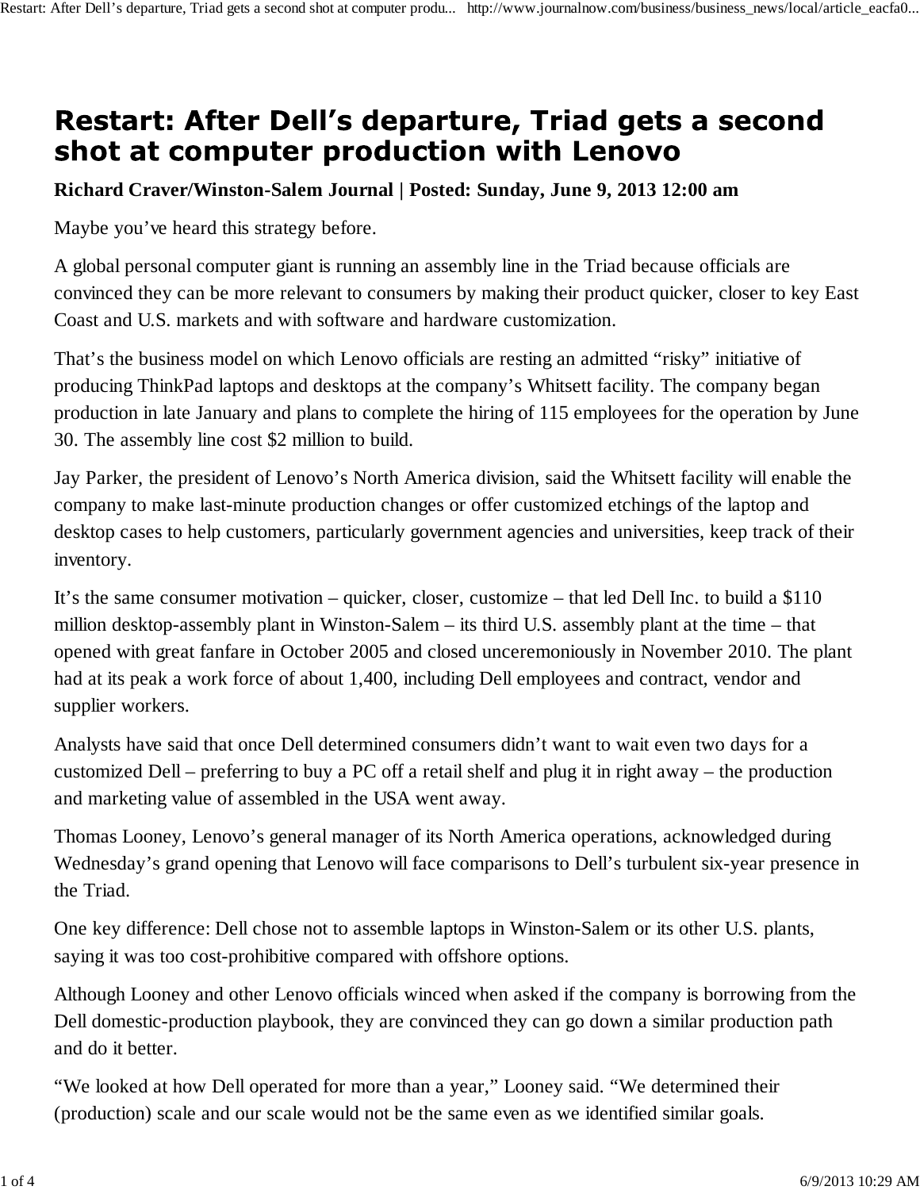# Restart: After Dell's departure, Triad gets a second shot at computer production with Lenovo

**Richard Craver/Winston-Salem Journal | Posted: Sunday, June 9, 2013 12:00 am**

Maybe you've heard this strategy before.

A global personal computer giant is running an assembly line in the Triad because officials are convinced they can be more relevant to consumers by making their product quicker, closer to key East Coast and U.S. markets and with software and hardware customization.

That's the business model on which Lenovo officials are resting an admitted "risky" initiative of producing ThinkPad laptops and desktops at the company's Whitsett facility. The company began production in late January and plans to complete the hiring of 115 employees for the operation by June 30. The assembly line cost $2 million to build.

Jay Parker, the president of Lenovo's North America division, said the Whitsett facility will enable the company to make last-minute production changes or offer customized etchings of the laptop and desktop cases to help customers, particularly government agencies and universities, keep track of their inventory.

It's the same consumer motivation – quicker, closer, customize – that led Dell Inc. to build a $110 million desktop-assembly plant in Winston-Salem – its third U.S. assembly plant at the time – that opened with great fanfare in October 2005 and closed unceremoniously in November 2010. The plant had at its peak a work force of about 1,400, including Dell employees and contract, vendor and supplier workers.

Analysts have said that once Dell determined consumers didn't want to wait even two days for a customized Dell – preferring to buy a PC off a retail shelf and plug it in right away – the production and marketing value of assembled in the USA went away.

Thomas Looney, Lenovo's general manager of its North America operations, acknowledged during Wednesday's grand opening that Lenovo will face comparisons to Dell's turbulent six-year presence in the Triad.

One key difference: Dell chose not to assemble laptops in Winston-Salem or its other U.S. plants, saying it was too cost-prohibitive compared with offshore options.

Although Looney and other Lenovo officials winced when asked if the company is borrowing from the Dell domestic-production playbook, they are convinced they can go down a similar production path and do it better.

"We looked at how Dell operated for more than a year," Looney said. "We determined their (production) scale and our scale would not be the same even as we identified similar goals.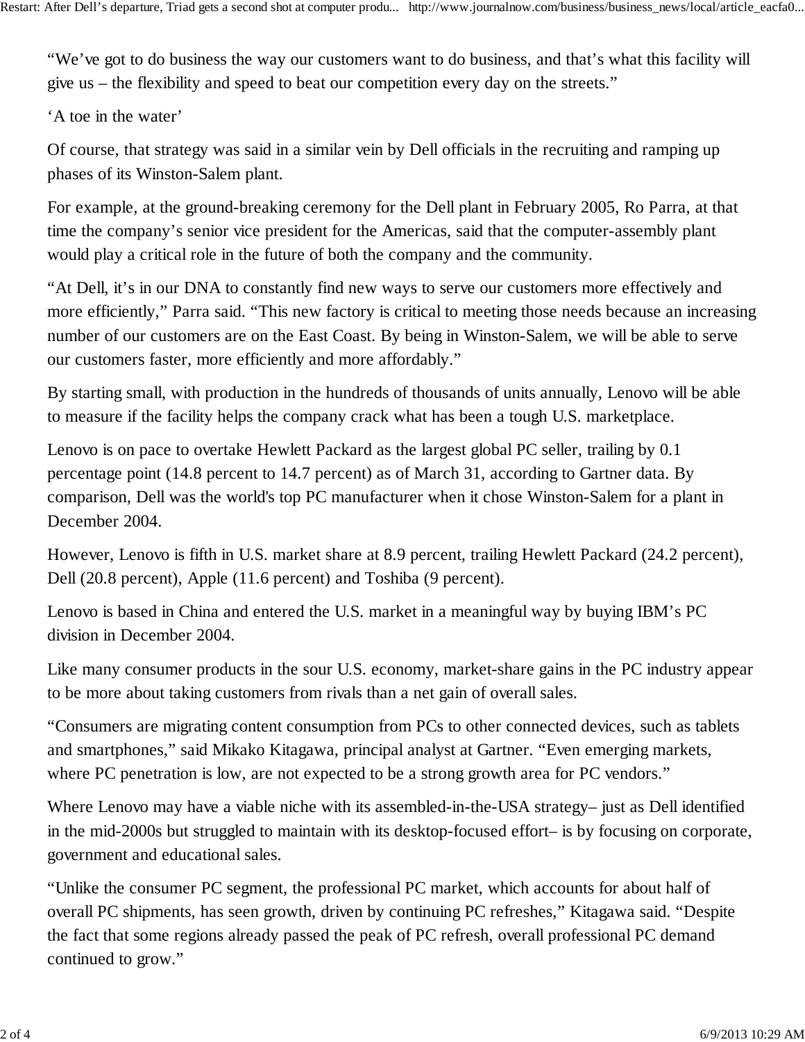"We've got to do business the way our customers want to do business, and that's what this facility will give us – the flexibility and speed to beat our competition every day on the streets."

## 'A toe in the water'

Of course, that strategy was said in a similar vein by Dell officials in the recruiting and ramping up phases of its Winston-Salem plant.

For example, at the ground-breaking ceremony for the Dell plant in February 2005, Ro Parra, at that time the company's senior vice president for the Americas, said that the computer-assembly plant would play a critical role in the future of both the company and the community.

"At Dell, it's in our DNA to constantly find new ways to serve our customers more effectively and more efficiently," Parra said. "This new factory is critical to meeting those needs because an increasing number of our customers are on the East Coast. By being in Winston-Salem, we will be able to serve our customers faster, more efficiently and more affordably."

By starting small, with production in the hundreds of thousands of units annually, Lenovo will be able to measure if the facility helps the company crack what has been a tough U.S. marketplace.

Lenovo is on pace to overtake Hewlett Packard as the largest global PC seller, trailing by 0.1 percentage point (14.8 percent to 14.7 percent) as of March 31, according to Gartner data. By comparison, Dell was the world's top PC manufacturer when it chose Winston-Salem for a plant in December 2004.

However, Lenovo is fifth in U.S. market share at 8.9 percent, trailing Hewlett Packard (24.2 percent), Dell (20.8 percent), Apple (11.6 percent) and Toshiba (9 percent).

Lenovo is based in China and entered the U.S. market in a meaningful way by buying IBM's PC division in December 2004.

Like many consumer products in the sour U.S. economy, market-share gains in the PC industry appear to be more about taking customers from rivals than a net gain of overall sales.

"Consumers are migrating content consumption from PCs to other connected devices, such as tablets and smartphones," said Mikako Kitagawa, principal analyst at Gartner. "Even emerging markets, where PC penetration is low, are not expected to be a strong growth area for PC vendors."

Where Lenovo may have a viable niche with its assembled-in-the-USA strategy– just as Dell identified in the mid-2000s but struggled to maintain with its desktop-focused effort– is by focusing on corporate, government and educational sales.

"Unlike the consumer PC segment, the professional PC market, which accounts for about half of overall PC shipments, has seen growth, driven by continuing PC refreshes," Kitagawa said. "Despite the fact that some regions already passed the peak of PC refresh, overall professional PC demand continued to grow."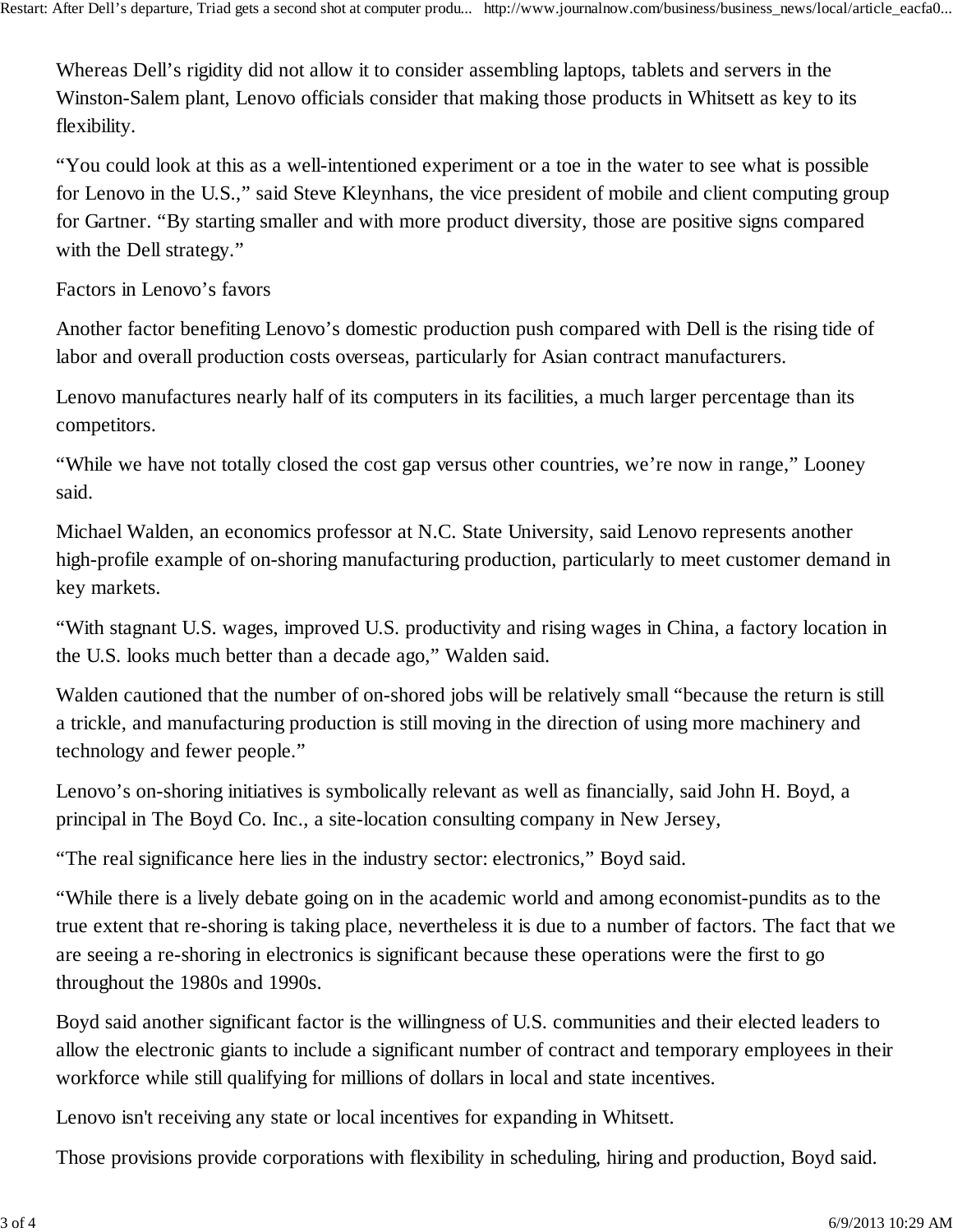Whereas Dell's rigidity did not allow it to consider assembling laptops, tablets and servers in the Winston-Salem plant, Lenovo officials consider that making those products in Whitsett as key to its flexibility.

"You could look at this as a well-intentioned experiment or a toe in the water to see what is possible for Lenovo in the U.S.," said Steve Kleynhans, the vice president of mobile and client computing group for Gartner. "By starting smaller and with more product diversity, those are positive signs compared with the Dell strategy."

Factors in Lenovo's favors

Another factor benefiting Lenovo's domestic production push compared with Dell is the rising tide of labor and overall production costs overseas, particularly for Asian contract manufacturers.

Lenovo manufactures nearly half of its computers in its facilities, a much larger percentage than its competitors.

"While we have not totally closed the cost gap versus other countries, we're now in range," Looney said.

Michael Walden, an economics professor at N.C. State University, said Lenovo represents another high-profile example of on-shoring manufacturing production, particularly to meet customer demand in key markets.

"With stagnant U.S. wages, improved U.S. productivity and rising wages in China, a factory location in the U.S. looks much better than a decade ago," Walden said.

Walden cautioned that the number of on-shored jobs will be relatively small "because the return is still a trickle, and manufacturing production is still moving in the direction of using more machinery and technology and fewer people."

Lenovo's on-shoring initiatives is symbolically relevant as well as financially, said John H. Boyd, a principal in The Boyd Co. Inc., a site-location consulting company in New Jersey,

"The real significance here lies in the industry sector: electronics," Boyd said.

"While there is a lively debate going on in the academic world and among economist-pundits as to the true extent that re-shoring is taking place, nevertheless it is due to a number of factors. The fact that we are seeing a re-shoring in electronics is significant because these operations were the first to go throughout the 1980s and 1990s.

Boyd said another significant factor is the willingness of U.S. communities and their elected leaders to allow the electronic giants to include a significant number of contract and temporary employees in their workforce while still qualifying for millions of dollars in local and state incentives.

Lenovo isn't receiving any state or local incentives for expanding in Whitsett.

Those provisions provide corporations with flexibility in scheduling, hiring and production, Boyd said.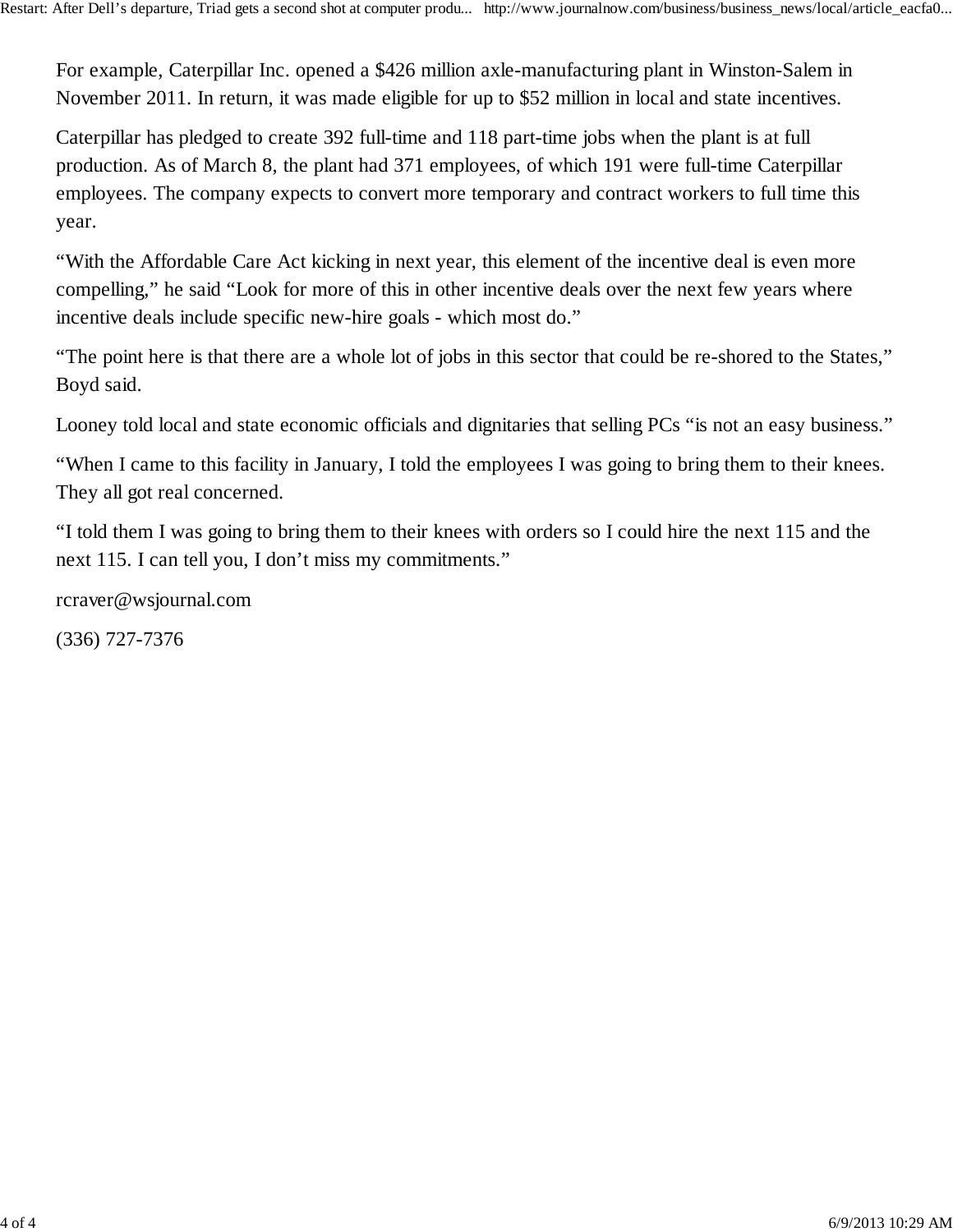For example, Caterpillar Inc. opened a $426 million axle-manufacturing plant in Winston-Salem in November 2011. In return, it was made eligible for up to $52 million in local and state incentives.

Caterpillar has pledged to create 392 full-time and 118 part-time jobs when the plant is at full production. As of March 8, the plant had 371 employees, of which 191 were full-time Caterpillar employees. The company expects to convert more temporary and contract workers to full time this year.

"With the Affordable Care Act kicking in next year, this element of the incentive deal is even more compelling," he said "Look for more of this in other incentive deals over the next few years where incentive deals include specific new-hire goals - which most do."

"The point here is that there are a whole lot of jobs in this sector that could be re-shored to the States," Boyd said.

Looney told local and state economic officials and dignitaries that selling PCs "is not an easy business."

"When I came to this facility in January, I told the employees I was going to bring them to their knees. They all got real concerned.

"I told them I was going to bring them to their knees with orders so I could hire the next 115 and the next 115. I can tell you, I don't miss my commitments."

rcraver@wsjournal.com

(336) 727-7376